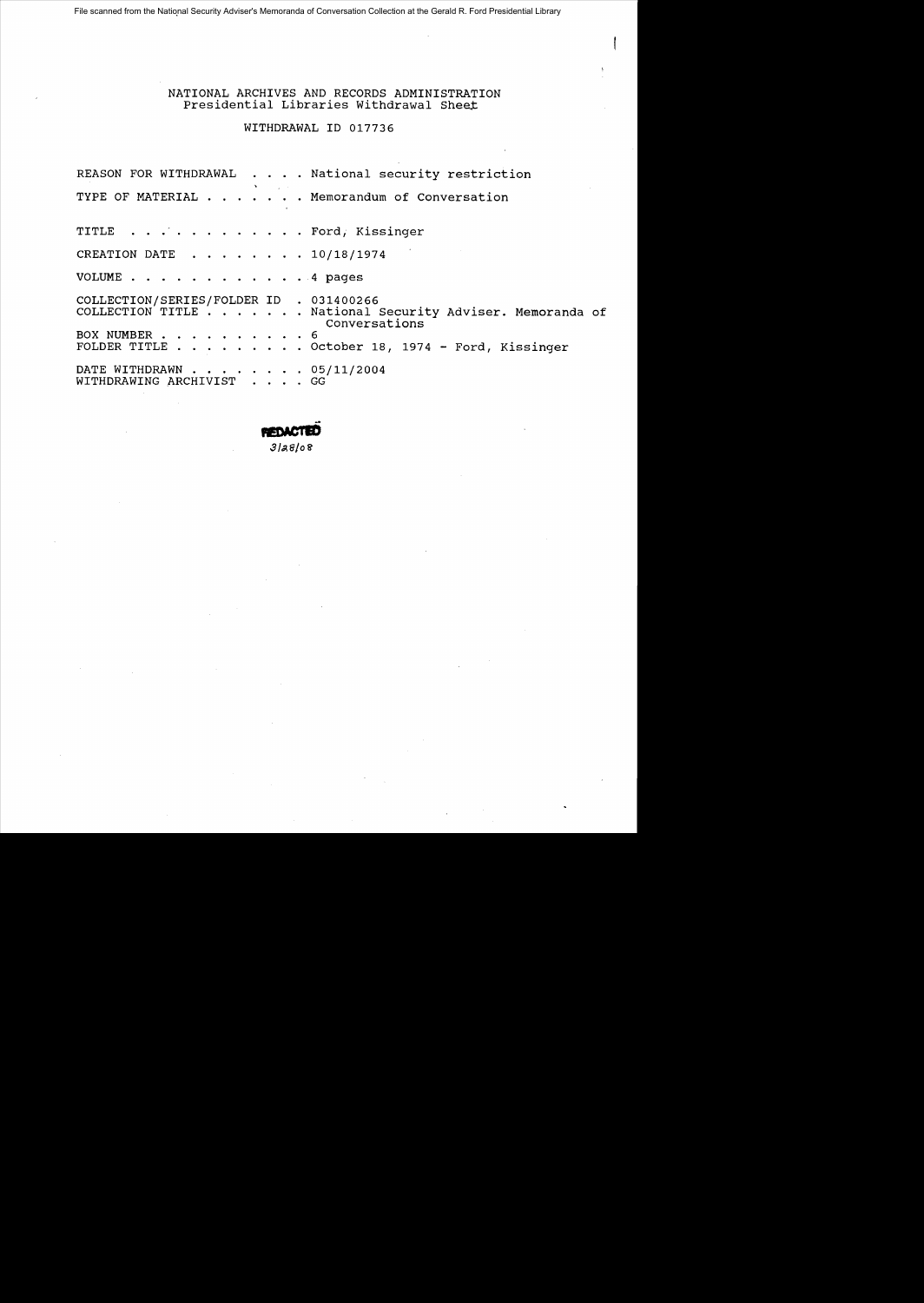File scanned from the National Security Adviser's Memoranda of Conversation Collection at the Gerald R. Ford Presidential Library

NATIONAL ARCHIVES AND RECORDS ADMINISTRATION
Presidential Libraries Withdrawal Sheet

WITHDRAWAL ID 017736

REASON FOR WITHDRAWAL . . . . National security restriction

TYPE OF MATERIAL . . . . . . . Memorandum of Conversation

TITLE . . . . . . . . . . . . Ford, Kissinger

CREATION DATE . . . . . . . . 10/18/1974

VOLUME . . . . . . . . . . . . 4 pages

COLLECTION/SERIES/FOLDER ID . 031400266
COLLECTION TITLE . . . . . . . National Security Adviser. Memoranda of Conversations
BOX NUMBER . . . . . . . . . . 6
FOLDER TITLE . . . . . . . . . October 18, 1974 - Ford, Kissinger

DATE WITHDRAWN . . . . . . . . 05/11/2004
WITHDRAWING ARCHIVIST . . . . GG

REDACTED
3/28/08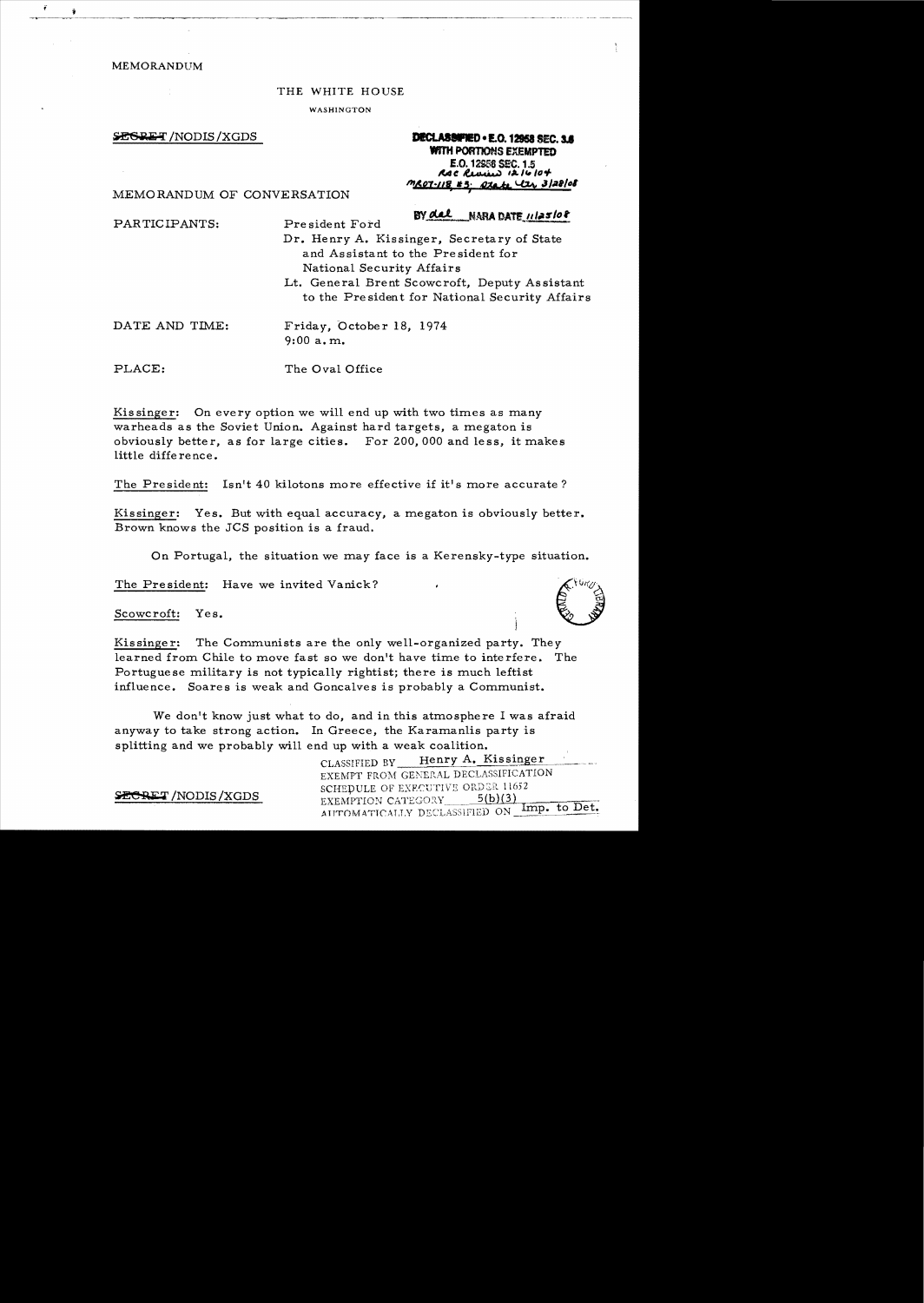MEMORANDUM

THE WHITE HOUSE

WASHINGTON

~~SECRET~~/NODIS/XGDS

**DECLASSIFIED • E.O. 12958 SEC. 3.6**
**WITH PORTIONS EXEMPTED**
**E.O. 12958 SEC. 1.5**
*RAC Review 12/16/04*
*MR07-118 #5; State Ltr 3/28/08*
BY *dal* NARA DATE *11/25/08*

MEMORANDUM OF CONVERSATION

PARTICIPANTS: President Ford
Dr. Henry A. Kissinger, Secretary of State and Assistant to the President for National Security Affairs
Lt. General Brent Scowcroft, Deputy Assistant to the President for National Security Affairs

DATE AND TIME: Friday, October 18, 1974
9:00 a.m.

PLACE: The Oval Office

Kissinger: On every option we will end up with two times as many warheads as the Soviet Union. Against hard targets, a megaton is obviously better, as for large cities. For 200,000 and less, it makes little difference.

The President: Isn't 40 kilotons more effective if it's more accurate?

Kissinger: Yes. But with equal accuracy, a megaton is obviously better. Brown knows the JCS position is a fraud.

On Portugal, the situation we may face is a Kerensky-type situation.

The President: Have we invited Vanick?

Scowcroft: Yes.

Kissinger: The Communists are the only well-organized party. They learned from Chile to move fast so we don't have time to interfere. The Portuguese military is not typically rightist; there is much leftist influence. Soares is weak and Goncalves is probably a Communist.

We don't know just what to do, and in this atmosphere I was afraid anyway to take strong action. In Greece, the Karamanlis party is splitting and we probably will end up with a weak coalition.

~~SECRET~~/NODIS/XGDS

CLASSIFIED BY Henry A. Kissinger
EXEMPT FROM GENERAL DECLASSIFICATION
SCHEDULE OF EXECUTIVE ORDER 11652
EXEMPTION CATEGORY 5(b)(3)
AUTOMATICALLY DECLASSIFIED ON Imp. to Det.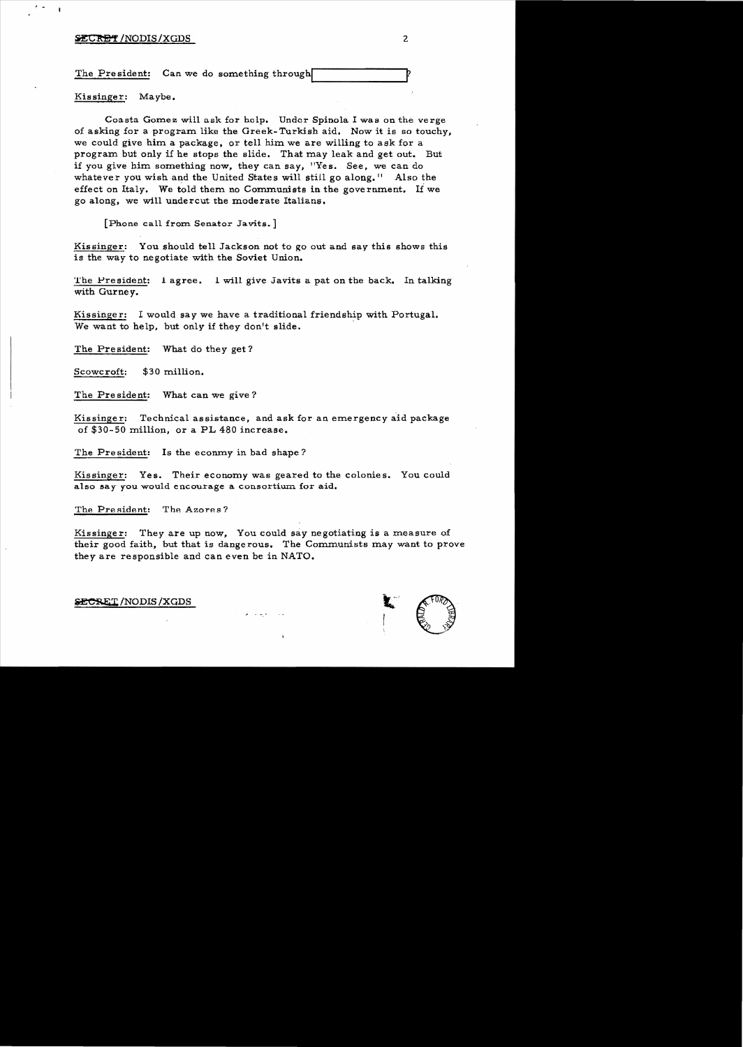The President: Can we do something through [redacted]?

Kissinger: Maybe.

Coasta Gomez will ask for help. Under Spinola I was on the verge of asking for a program like the Greek-Turkish aid. Now it is so touchy, we could give him a package, or tell him we are willing to ask for a program but only if he stops the slide. That may leak and get out. But if you give him something now, they can say, "Yes. See, we can do whatever you wish and the United States will still go along." Also the effect on Italy. We told them no Communists in the government. If we go along, we will undercut the moderate Italians.

[Phone call from Senator Javits.]

Kissinger: You should tell Jackson not to go out and say this shows this is the way to negotiate with the Soviet Union.

The President: I agree. I will give Javits a pat on the back. In talking with Gurney.

Kissinger: I would say we have a traditional friendship with Portugal. We want to help, but only if they don't slide.

The President: What do they get?

Scowcroft: $30 million.

The President: What can we give?

Kissinger: Technical assistance, and ask for an emergency aid package of $30-50 million, or a PL 480 increase.

The President: Is the econmy in bad shape?

Kissinger: Yes. Their economy was geared to the colonies. You could also say you would encourage a consortium for aid.

The President: The Azores?

Kissinger: They are up now. You could say negotiating is a measure of their good faith, but that is dangerous. The Communists may want to prove they are responsible and can even be in NATO.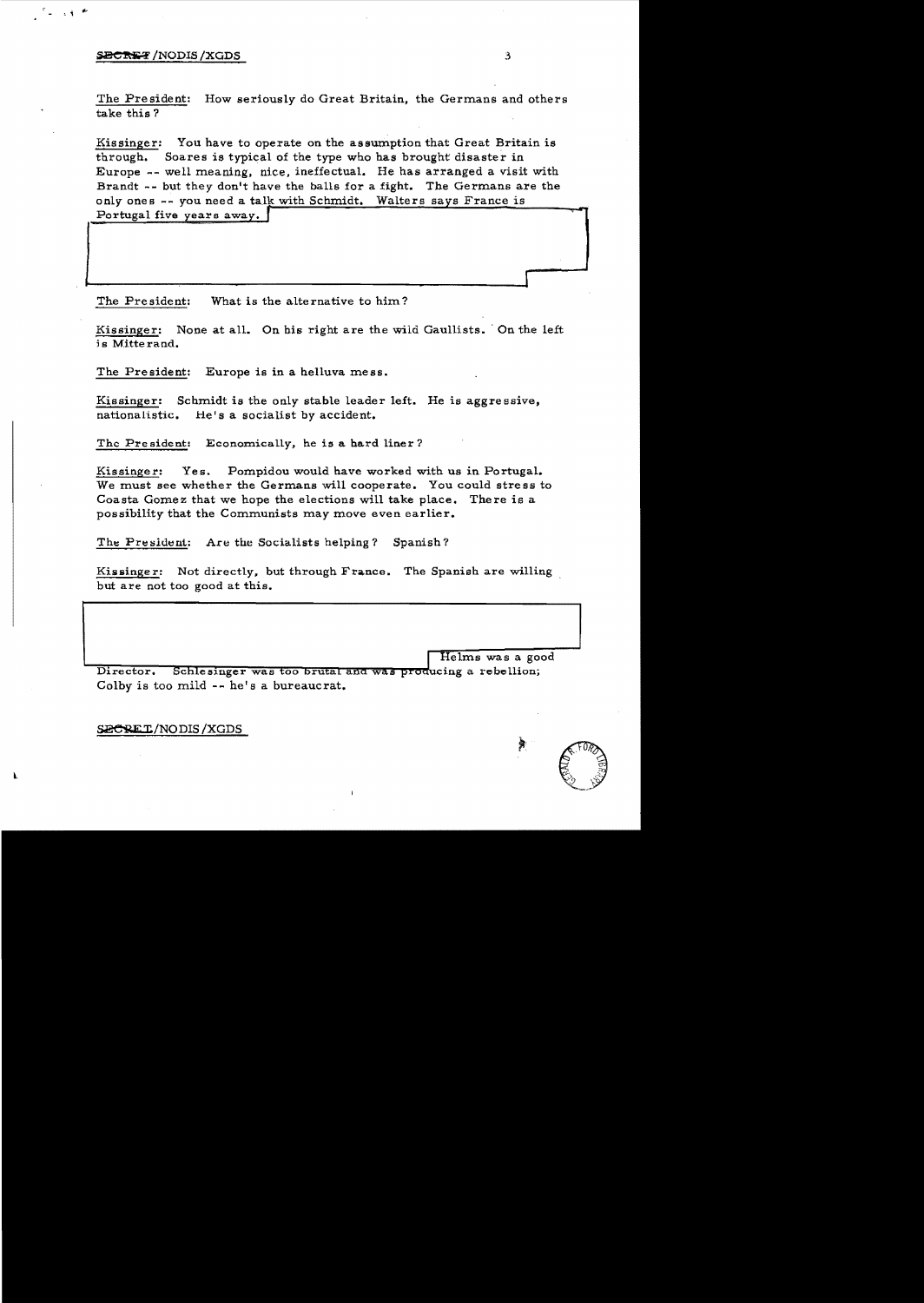The President: How seriously do Great Britain, the Germans and others take this?

Kissinger: You have to operate on the assumption that Great Britain is through. Soares is typical of the type who has brought disaster in Europe -- well meaning, nice, ineffectual. He has arranged a visit with Brandt -- but they don't have the balls for a fight. The Germans are the only ones -- you need a talk with Schmidt. Walters says France is Portugal five years away.

The President: What is the alternative to him?

Kissinger: None at all. On his right are the wild Gaullists. On the left is Mitterand.

The President: Europe is in a helluva mess.

Kissinger: Schmidt is the only stable leader left. He is aggressive, nationalistic. He's a socialist by accident.

The President: Economically, he is a hard liner?

Kissinger: Yes. Pompidou would have worked with us in Portugal. We must see whether the Germans will cooperate. You could stress to Coasta Gomez that we hope the elections will take place. There is a possibility that the Communists may move even earlier.

The President: Are the Socialists helping? Spanish?

Kissinger: Not directly, but through France. The Spanish are willing but are not too good at this.

Helms was a good Director. Schlesinger was too brutal and was producing a rebellion; Colby is too mild -- he's a bureaucrat.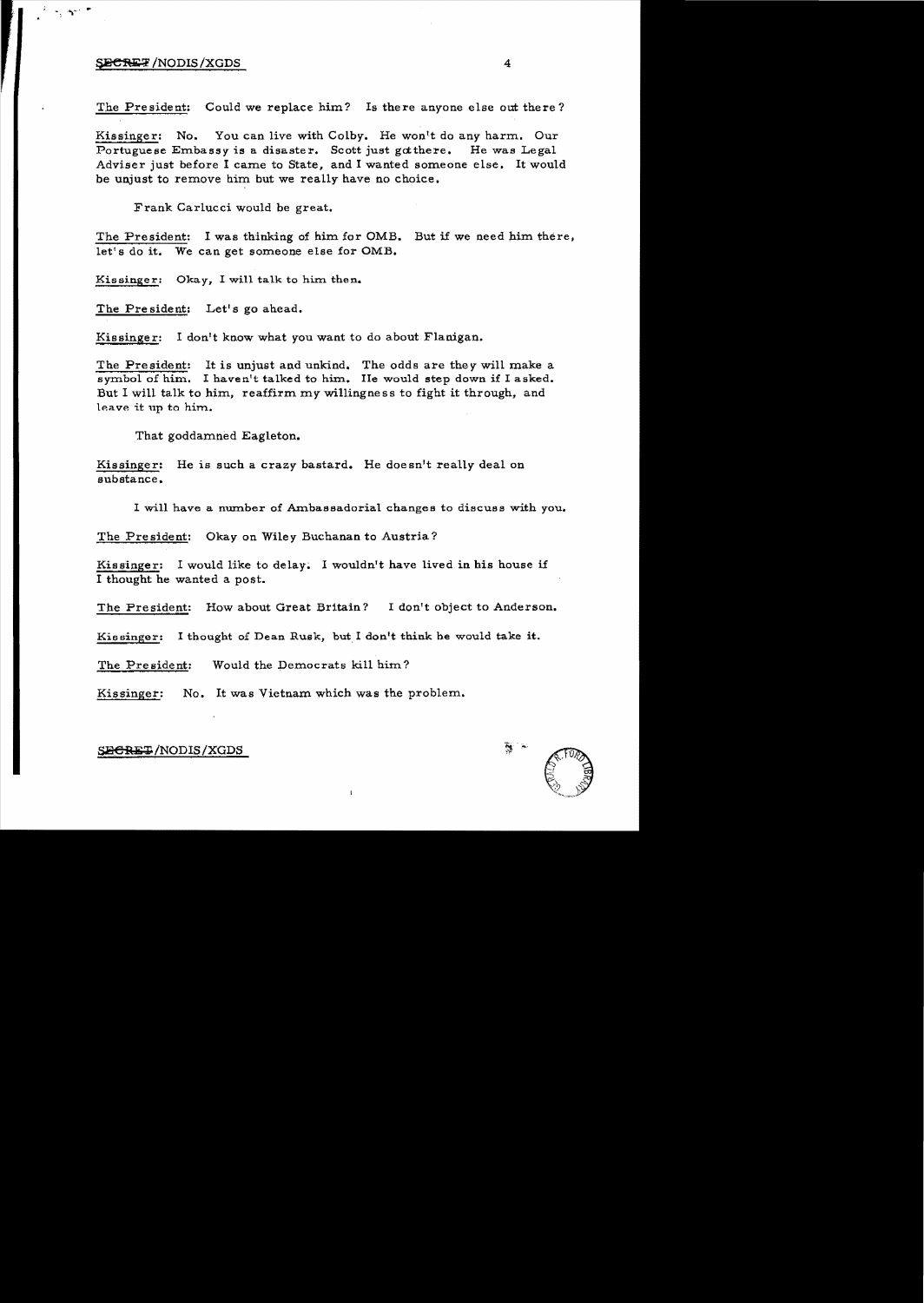The President: Could we replace him? Is there anyone else out there?

Kissinger: No. You can live with Colby. He won't do any harm. Our Portuguese Embassy is a disaster. Scott just got there. He was Legal Adviser just before I came to State, and I wanted someone else. It would be unjust to remove him but we really have no choice.

Frank Carlucci would be great.

The President: I was thinking of him for OMB. But if we need him there, let's do it. We can get someone else for OMB.

Kissinger: Okay, I will talk to him then.

The President: Let's go ahead.

Kissinger: I don't know what you want to do about Flanigan.

The President: It is unjust and unkind. The odds are they will make a symbol of him. I haven't talked to him. He would step down if I asked. But I will talk to him, reaffirm my willingness to fight it through, and leave it up to him.

That goddamned Eagleton.

Kissinger: He is such a crazy bastard. He doesn't really deal on substance.

I will have a number of Ambassadorial changes to discuss with you.

The President: Okay on Wiley Buchanan to Austria?

Kissinger: I would like to delay. I wouldn't have lived in his house if I thought he wanted a post.

The President: How about Great Britain? I don't object to Anderson.

Kissinger: I thought of Dean Rusk, but I don't think he would take it.

The President: Would the Democrats kill him?

Kissinger: No. It was Vietnam which was the problem.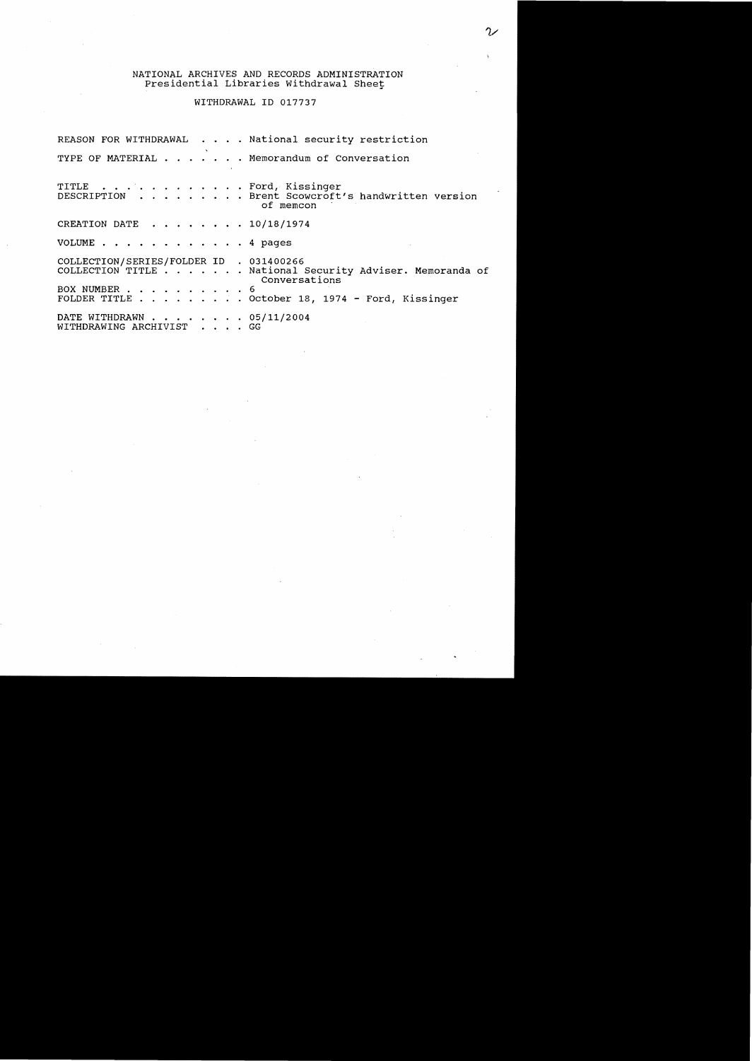NATIONAL ARCHIVES AND RECORDS ADMINISTRATION
Presidential Libraries Withdrawal Sheet

WITHDRAWAL ID 017737

| | |
|---|---|
| REASON FOR WITHDRAWAL | National security restriction |
| TYPE OF MATERIAL | Memorandum of Conversation |
| TITLE | Ford, Kissinger |
| DESCRIPTION | Brent Scowcroft's handwritten version of memcon |
| CREATION DATE | 10/18/1974 |
| VOLUME | 4 pages |
| COLLECTION/SERIES/FOLDER ID | 031400266 |
| COLLECTION TITLE | National Security Adviser. Memoranda of Conversations |
| BOX NUMBER | 6 |
| FOLDER TITLE | October 18, 1974 - Ford, Kissinger |
| DATE WITHDRAWN | 05/11/2004 |
| WITHDRAWING ARCHIVIST | GG |